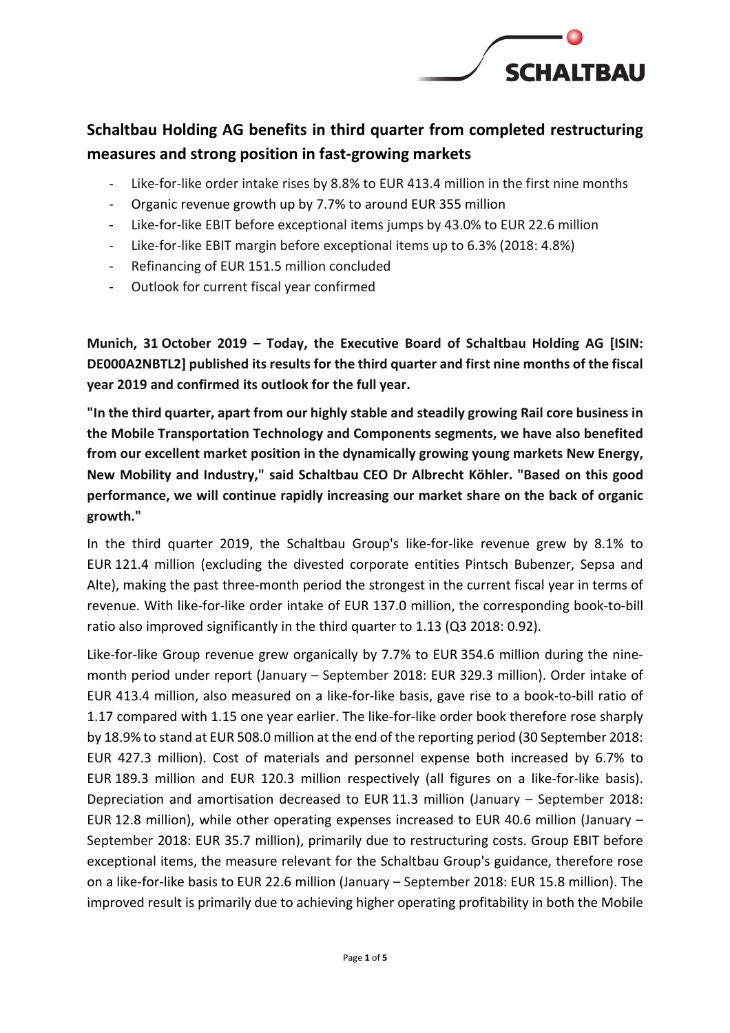# Schaltbau Holding AG benefits in third quarter from completed restructuring measures and strong position in fast-growing markets

- Like-for-like order intake rises by 8.8% to EUR 413.4 million in the first nine months
- Organic revenue growth up by 7.7% to around EUR 355 million
- Like-for-like EBIT before exceptional items jumps by 43.0% to EUR 22.6 million
- Like-for-like EBIT margin before exceptional items up to 6.3% (2018: 4.8%)
- Refinancing of EUR 151.5 million concluded
- Outlook for current fiscal year confirmed

**Munich, 31 October 2019 – Today, the Executive Board of Schaltbau Holding AG [ISIN: DE000A2NBTL2] published its results for the third quarter and first nine months of the fiscal year 2019 and confirmed its outlook for the full year.**

**"In the third quarter, apart from our highly stable and steadily growing Rail core business in the Mobile Transportation Technology and Components segments, we have also benefited from our excellent market position in the dynamically growing young markets New Energy, New Mobility and Industry," said Schaltbau CEO Dr Albrecht Köhler. "Based on this good performance, we will continue rapidly increasing our market share on the back of organic growth."**

In the third quarter 2019, the Schaltbau Group's like-for-like revenue grew by 8.1% to EUR 121.4 million (excluding the divested corporate entities Pintsch Bubenzer, Sepsa and Alte), making the past three-month period the strongest in the current fiscal year in terms of revenue. With like-for-like order intake of EUR 137.0 million, the corresponding book-to-bill ratio also improved significantly in the third quarter to 1.13 (Q3 2018: 0.92).

Like-for-like Group revenue grew organically by 7.7% to EUR 354.6 million during the nine-month period under report (January – September 2018: EUR 329.3 million). Order intake of EUR 413.4 million, also measured on a like-for-like basis, gave rise to a book-to-bill ratio of 1.17 compared with 1.15 one year earlier. The like-for-like order book therefore rose sharply by 18.9% to stand at EUR 508.0 million at the end of the reporting period (30 September 2018: EUR 427.3 million). Cost of materials and personnel expense both increased by 6.7% to EUR 189.3 million and EUR 120.3 million respectively (all figures on a like-for-like basis). Depreciation and amortisation decreased to EUR 11.3 million (January – September 2018: EUR 12.8 million), while other operating expenses increased to EUR 40.6 million (January – September 2018: EUR 35.7 million), primarily due to restructuring costs. Group EBIT before exceptional items, the measure relevant for the Schaltbau Group's guidance, therefore rose on a like-for-like basis to EUR 22.6 million (January – September 2018: EUR 15.8 million). The improved result is primarily due to achieving higher operating profitability in both the Mobile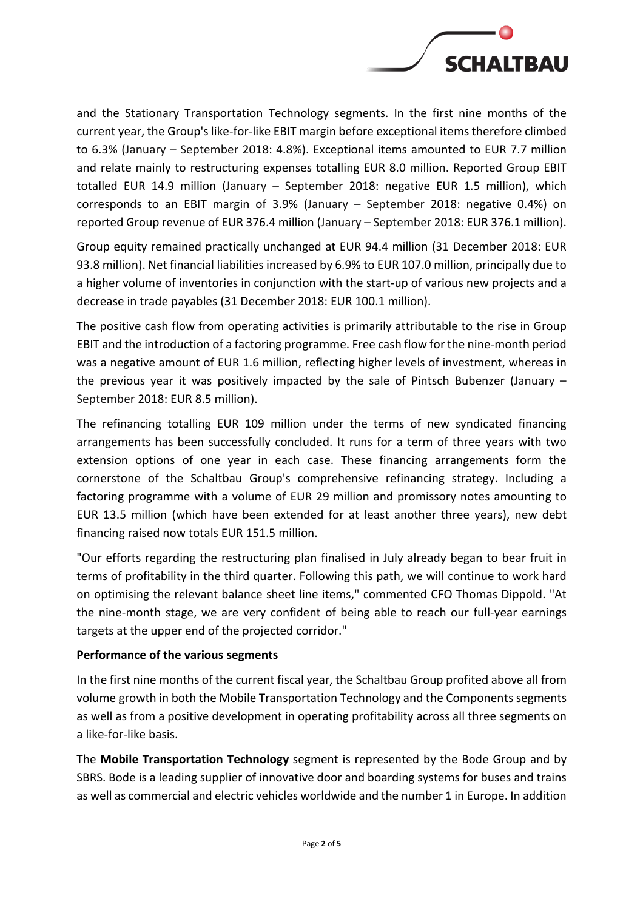and the Stationary Transportation Technology segments. In the first nine months of the current year, the Group's like-for-like EBIT margin before exceptional items therefore climbed to 6.3% (January – September 2018: 4.8%). Exceptional items amounted to EUR 7.7 million and relate mainly to restructuring expenses totalling EUR 8.0 million. Reported Group EBIT totalled EUR 14.9 million (January – September 2018: negative EUR 1.5 million), which corresponds to an EBIT margin of 3.9% (January – September 2018: negative 0.4%) on reported Group revenue of EUR 376.4 million (January – September 2018: EUR 376.1 million).

Group equity remained practically unchanged at EUR 94.4 million (31 December 2018: EUR 93.8 million). Net financial liabilities increased by 6.9% to EUR 107.0 million, principally due to a higher volume of inventories in conjunction with the start-up of various new projects and a decrease in trade payables (31 December 2018: EUR 100.1 million).

The positive cash flow from operating activities is primarily attributable to the rise in Group EBIT and the introduction of a factoring programme. Free cash flow for the nine-month period was a negative amount of EUR 1.6 million, reflecting higher levels of investment, whereas in the previous year it was positively impacted by the sale of Pintsch Bubenzer (January – September 2018: EUR 8.5 million).

The refinancing totalling EUR 109 million under the terms of new syndicated financing arrangements has been successfully concluded. It runs for a term of three years with two extension options of one year in each case. These financing arrangements form the cornerstone of the Schaltbau Group's comprehensive refinancing strategy. Including a factoring programme with a volume of EUR 29 million and promissory notes amounting to EUR 13.5 million (which have been extended for at least another three years), new debt financing raised now totals EUR 151.5 million.

"Our efforts regarding the restructuring plan finalised in July already began to bear fruit in terms of profitability in the third quarter. Following this path, we will continue to work hard on optimising the relevant balance sheet line items," commented CFO Thomas Dippold. "At the nine-month stage, we are very confident of being able to reach our full-year earnings targets at the upper end of the projected corridor."

**Performance of the various segments**

In the first nine months of the current fiscal year, the Schaltbau Group profited above all from volume growth in both the Mobile Transportation Technology and the Components segments as well as from a positive development in operating profitability across all three segments on a like-for-like basis.

The **Mobile Transportation Technology** segment is represented by the Bode Group and by SBRS. Bode is a leading supplier of innovative door and boarding systems for buses and trains as well as commercial and electric vehicles worldwide and the number 1 in Europe. In addition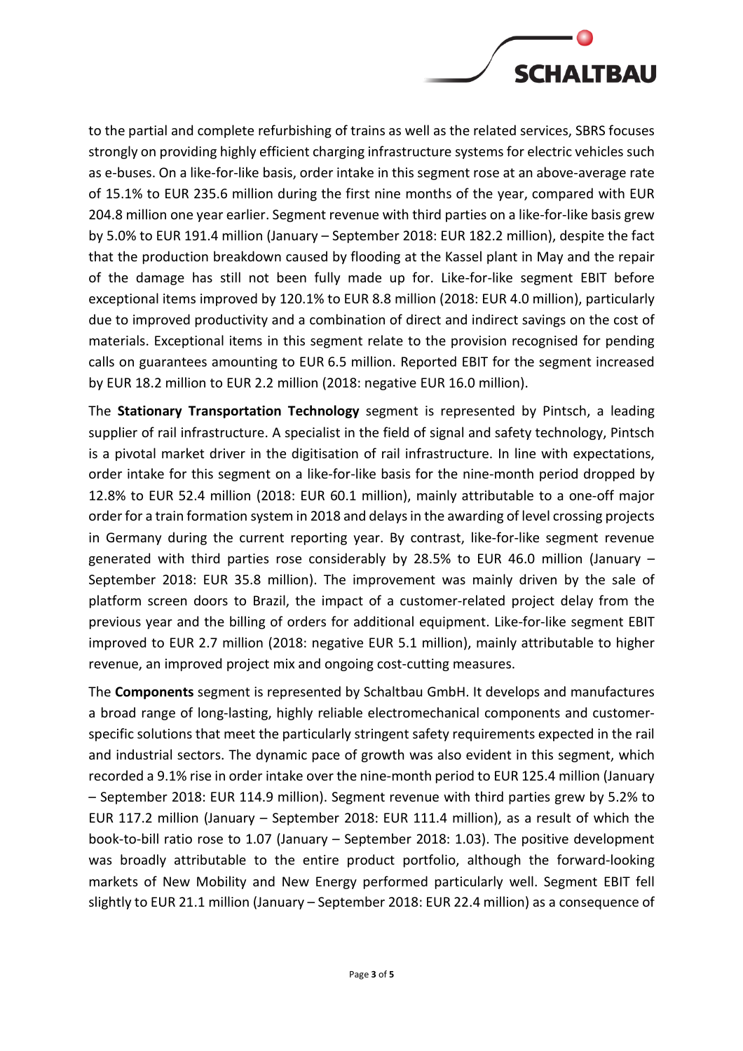to the partial and complete refurbishing of trains as well as the related services, SBRS focuses strongly on providing highly efficient charging infrastructure systems for electric vehicles such as e-buses. On a like-for-like basis, order intake in this segment rose at an above-average rate of 15.1% to EUR 235.6 million during the first nine months of the year, compared with EUR 204.8 million one year earlier. Segment revenue with third parties on a like-for-like basis grew by 5.0% to EUR 191.4 million (January – September 2018: EUR 182.2 million), despite the fact that the production breakdown caused by flooding at the Kassel plant in May and the repair of the damage has still not been fully made up for. Like-for-like segment EBIT before exceptional items improved by 120.1% to EUR 8.8 million (2018: EUR 4.0 million), particularly due to improved productivity and a combination of direct and indirect savings on the cost of materials. Exceptional items in this segment relate to the provision recognised for pending calls on guarantees amounting to EUR 6.5 million. Reported EBIT for the segment increased by EUR 18.2 million to EUR 2.2 million (2018: negative EUR 16.0 million).

The **Stationary Transportation Technology** segment is represented by Pintsch, a leading supplier of rail infrastructure. A specialist in the field of signal and safety technology, Pintsch is a pivotal market driver in the digitisation of rail infrastructure. In line with expectations, order intake for this segment on a like-for-like basis for the nine-month period dropped by 12.8% to EUR 52.4 million (2018: EUR 60.1 million), mainly attributable to a one-off major order for a train formation system in 2018 and delays in the awarding of level crossing projects in Germany during the current reporting year. By contrast, like-for-like segment revenue generated with third parties rose considerably by 28.5% to EUR 46.0 million (January – September 2018: EUR 35.8 million). The improvement was mainly driven by the sale of platform screen doors to Brazil, the impact of a customer-related project delay from the previous year and the billing of orders for additional equipment. Like-for-like segment EBIT improved to EUR 2.7 million (2018: negative EUR 5.1 million), mainly attributable to higher revenue, an improved project mix and ongoing cost-cutting measures.

The **Components** segment is represented by Schaltbau GmbH. It develops and manufactures a broad range of long-lasting, highly reliable electromechanical components and customer-specific solutions that meet the particularly stringent safety requirements expected in the rail and industrial sectors. The dynamic pace of growth was also evident in this segment, which recorded a 9.1% rise in order intake over the nine-month period to EUR 125.4 million (January – September 2018: EUR 114.9 million). Segment revenue with third parties grew by 5.2% to EUR 117.2 million (January – September 2018: EUR 111.4 million), as a result of which the book-to-bill ratio rose to 1.07 (January – September 2018: 1.03). The positive development was broadly attributable to the entire product portfolio, although the forward-looking markets of New Mobility and New Energy performed particularly well. Segment EBIT fell slightly to EUR 21.1 million (January – September 2018: EUR 22.4 million) as a consequence of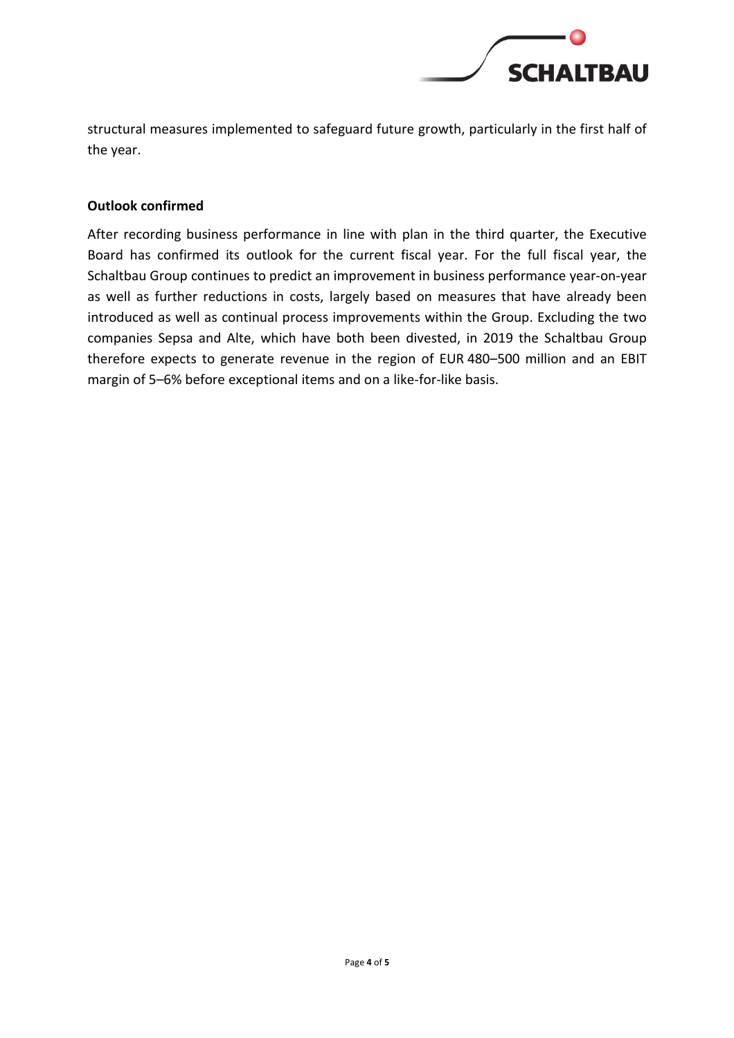structural measures implemented to safeguard future growth, particularly in the first half of the year.

**Outlook confirmed**

After recording business performance in line with plan in the third quarter, the Executive Board has confirmed its outlook for the current fiscal year. For the full fiscal year, the Schaltbau Group continues to predict an improvement in business performance year-on-year as well as further reductions in costs, largely based on measures that have already been introduced as well as continual process improvements within the Group. Excluding the two companies Sepsa and Alte, which have both been divested, in 2019 the Schaltbau Group therefore expects to generate revenue in the region of EUR 480–500 million and an EBIT margin of 5–6% before exceptional items and on a like-for-like basis.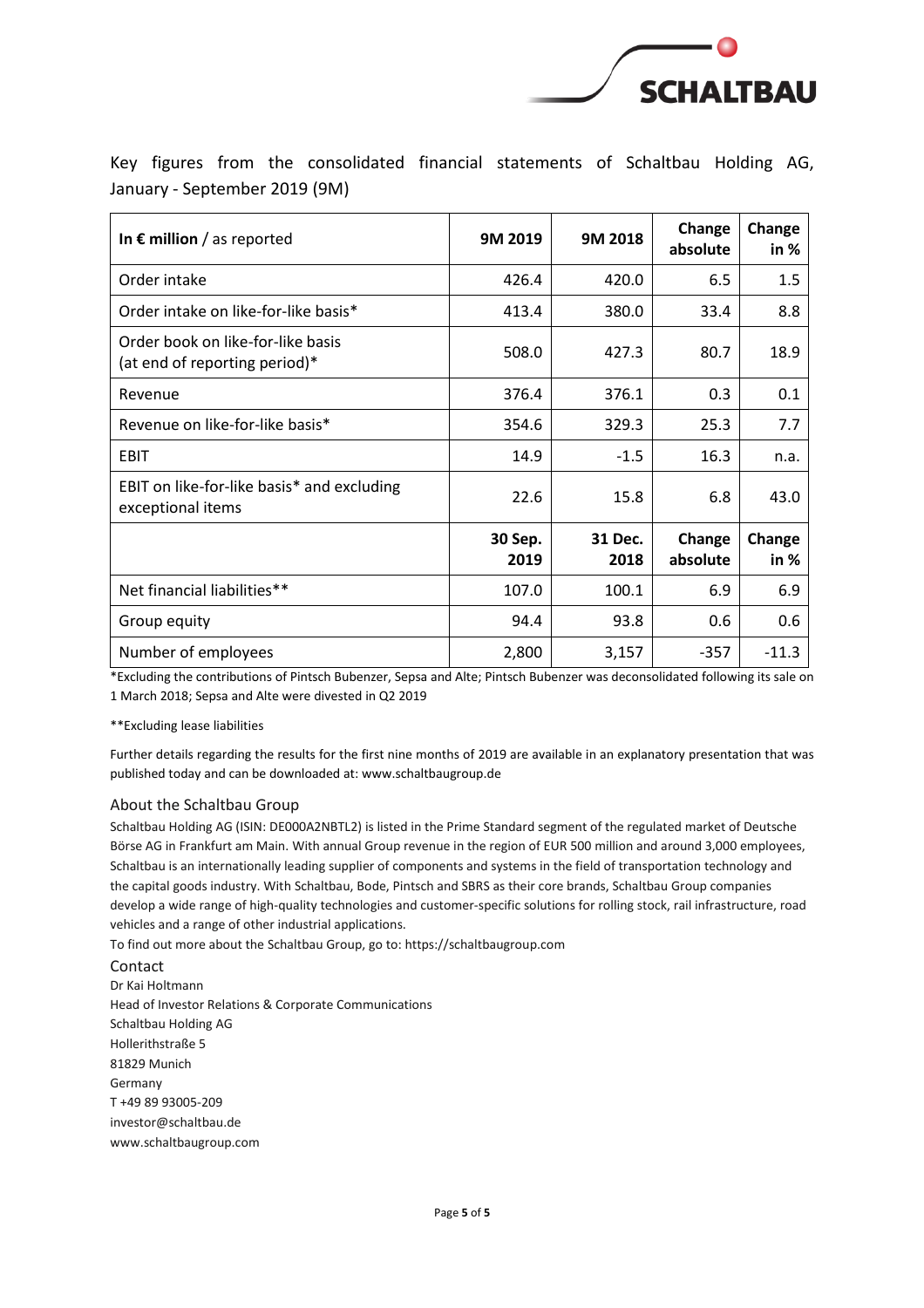Key figures from the consolidated financial statements of Schaltbau Holding AG, January - September 2019 (9M)

| **In € million** / as reported | **9M 2019** | **9M 2018** | **Change absolute** | **Change in %** |
|---|---|---|---|---|
| Order intake | 426.4 | 420.0 | 6.5 | 1.5 |
| Order intake on like-for-like basis* | 413.4 | 380.0 | 33.4 | 8.8 |
| Order book on like-for-like basis (at end of reporting period)* | 508.0 | 427.3 | 80.7 | 18.9 |
| Revenue | 376.4 | 376.1 | 0.3 | 0.1 |
| Revenue on like-for-like basis* | 354.6 | 329.3 | 25.3 | 7.7 |
| EBIT | 14.9 | -1.5 | 16.3 | n.a. |
| EBIT on like-for-like basis* and excluding exceptional items | 22.6 | 15.8 | 6.8 | 43.0 |
| | **30 Sep. 2019** | **31 Dec. 2018** | **Change absolute** | **Change in %** |
| Net financial liabilities** | 107.0 | 100.1 | 6.9 | 6.9 |
| Group equity | 94.4 | 93.8 | 0.6 | 0.6 |
| Number of employees | 2,800 | 3,157 | -357 | -11.3 |

*Excluding the contributions of Pintsch Bubenzer, Sepsa and Alte; Pintsch Bubenzer was deconsolidated following its sale on 1 March 2018; Sepsa and Alte were divested in Q2 2019

**Excluding lease liabilities

Further details regarding the results for the first nine months of 2019 are available in an explanatory presentation that was published today and can be downloaded at: www.schaltbaugroup.de

## About the Schaltbau Group

Schaltbau Holding AG (ISIN: DE000A2NBTL2) is listed in the Prime Standard segment of the regulated market of Deutsche Börse AG in Frankfurt am Main. With annual Group revenue in the region of EUR 500 million and around 3,000 employees, Schaltbau is an internationally leading supplier of components and systems in the field of transportation technology and the capital goods industry. With Schaltbau, Bode, Pintsch and SBRS as their core brands, Schaltbau Group companies develop a wide range of high-quality technologies and customer-specific solutions for rolling stock, rail infrastructure, road vehicles and a range of other industrial applications.

To find out more about the Schaltbau Group, go to: https://schaltbaugroup.com

## Contact

Dr Kai Holtmann
Head of Investor Relations & Corporate Communications
Schaltbau Holding AG
Hollerithstraße 5
81829 Munich
Germany
T +49 89 93005-209
investor@schaltbau.de
www.schaltbaugroup.com